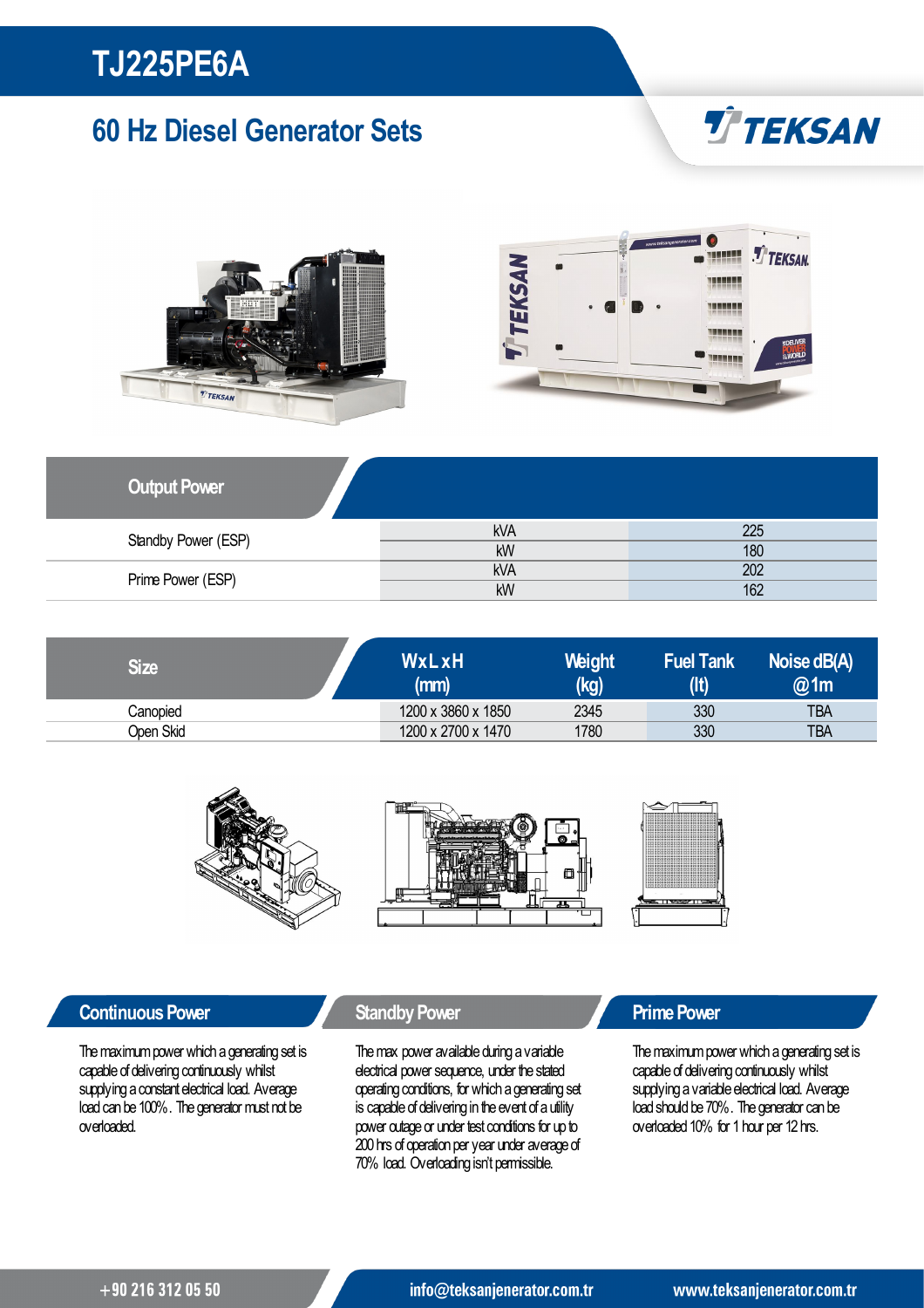# TJ225PE6A

## 60 Hz Diesel Generator Sets

| Output Power | | |
|---|---|---|
| Standby Power (ESP) | kVA | 225 |
| | kW | 180 |
| Prime Power (ESP) | kVA | 202 |
| | kW | 162 |

| Size | WxLxH (mm) | Weight (kg) | Fuel Tank (lt) | Noise dB(A) @1m |
|---|---|---|---|---|
| Canopied | 1200 x 3860 x 1850 | 2345 | 330 | TBA |
| Open Skid | 1200 x 2700 x 1470 | 1780 | 330 | TBA |

### Continuous Power

The maximum power which a generating set is capable of delivering continuously whilst supplying a constant electrical load. Average load can be 100%. The generator must not be overloaded.

### Standby Power

The max power available during a variable electrical power sequence, under the stated operating conditions, for which a generating set is capable of delivering in the event of a utility power outage or under test conditions for up to 200 hrs of operation per year under average of 70% load. Overloading isn't permissible.

### Prime Power

The maximum power which a generating set is capable of delivering continuously whilst supplying a variable electrical load. Average load should be 70%. The generator can be overloaded 10% for 1 hour per 12 hrs.

+90 216 312 05 50 info@teksanjenerator.com.tr www.teksanjenerator.com.tr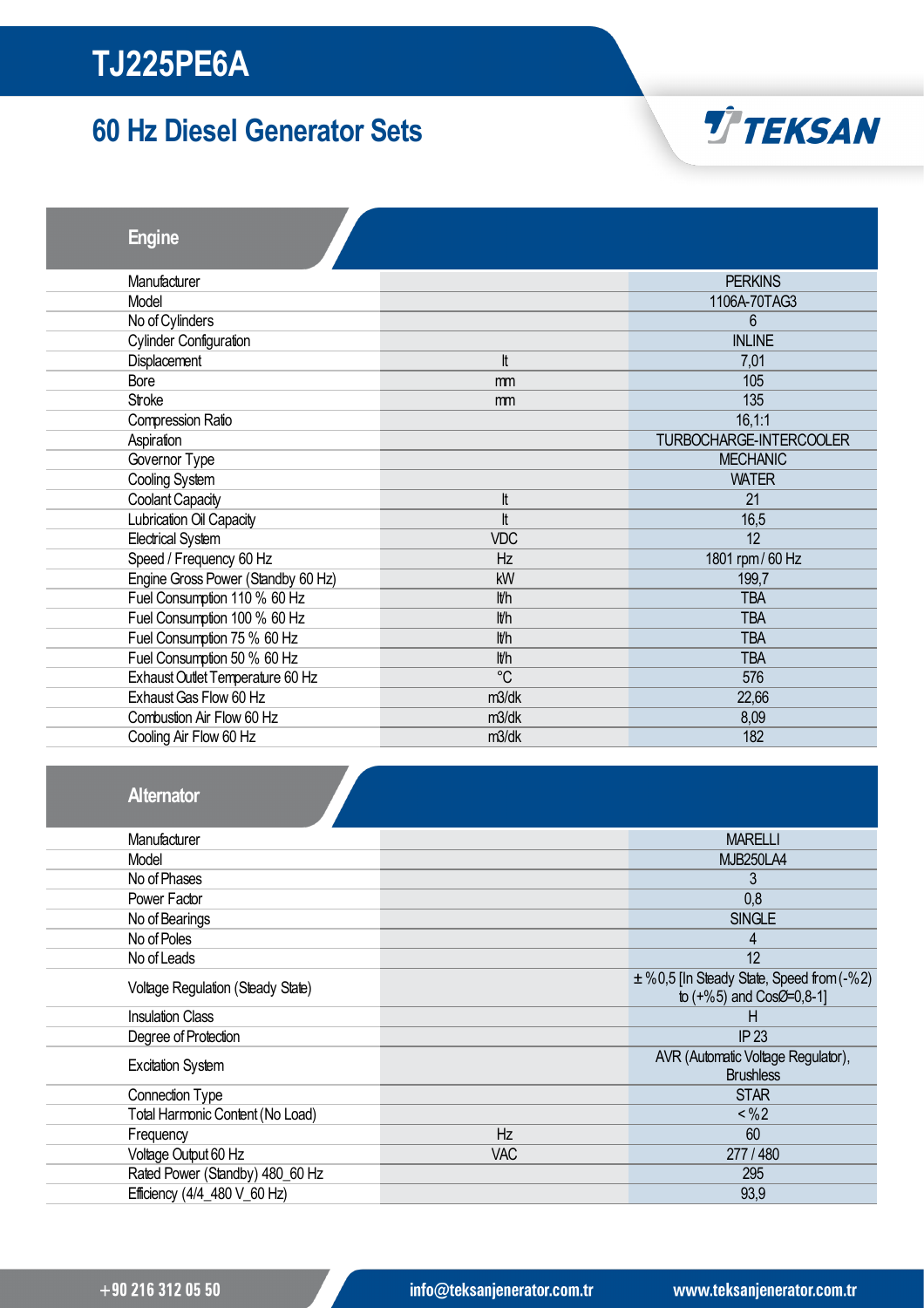# TJ225PE6A

## 60 Hz Diesel Generator Sets

TEKSAN

### Engine

| | | |
|---|---|---|
| Manufacturer | | PERKINS |
| Model | | 1106A-70TAG3 |
| No of Cylinders | | 6 |
| Cylinder Configuration | | INLINE |
| Displacement | lt | 7,01 |
| Bore | mm | 105 |
| Stroke | mm | 135 |
| Compression Ratio | | 16,1:1 |
| Aspiration | | TURBOCHARGE-INTERCOOLER |
| Governor Type | | MECHANIC |
| Cooling System | | WATER |
| Coolant Capacity | lt | 21 |
| Lubrication Oil Capacity | lt | 16,5 |
| Electrical System | VDC | 12 |
| Speed / Frequency 60 Hz | Hz | 1801 rpm / 60 Hz |
| Engine Gross Power (Standby 60 Hz) | kW | 199,7 |
| Fuel Consumption 110 % 60 Hz | lt/h | TBA |
| Fuel Consumption 100 % 60 Hz | lt/h | TBA |
| Fuel Consumption 75 % 60 Hz | lt/h | TBA |
| Fuel Consumption 50 % 60 Hz | lt/h | TBA |
| Exhaust Outlet Temperature 60 Hz | °C | 576 |
| Exhaust Gas Flow 60 Hz | m3/dk | 22,66 |
| Combustion Air Flow 60 Hz | m3/dk | 8,09 |
| Cooling Air Flow 60 Hz | m3/dk | 182 |

### Alternator

| | | |
|---|---|---|
| Manufacturer | | MARELLI |
| Model | | MJB250LA4 |
| No of Phases | | 3 |
| Power Factor | | 0,8 |
| No of Bearings | | SINGLE |
| No of Poles | | 4 |
| No of Leads | | 12 |
| Voltage Regulation (Steady State) | | ± %0,5 [In Steady State, Speed from (-%2) to (+%5) and CosØ=0,8-1] |
| Insulation Class | | H |
| Degree of Protection | | IP 23 |
| Excitation System | | AVR (Automatic Voltage Regulator), Brushless |
| Connection Type | | STAR |
| Total Harmonic Content (No Load) | | < %2 |
| Frequency | Hz | 60 |
| Voltage Output 60 Hz | VAC | 277 / 480 |
| Rated Power (Standby) 480_60 Hz | | 295 |
| Efficiency (4/4_480 V_60 Hz) | | 93,9 |

+90 216 312 05 50 info@teksanjenerator.com.tr www.teksanjenerator.com.tr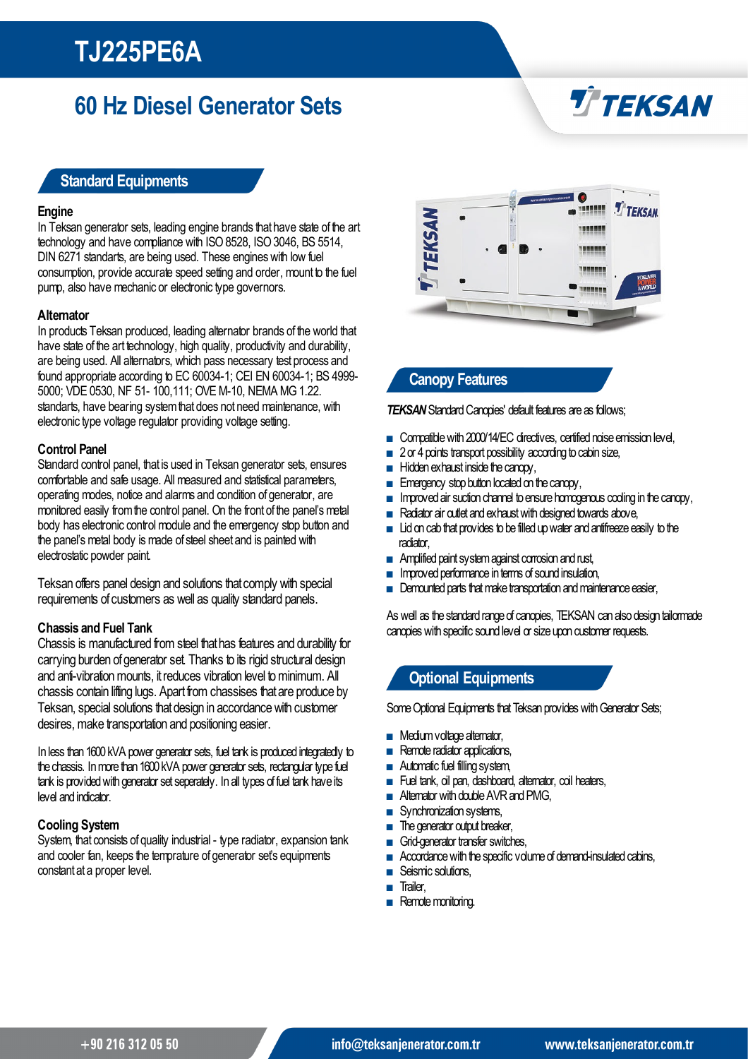# TJ225PE6A

## 60 Hz Diesel Generator Sets

## Standard Equipments

### Engine

In Teksan generator sets, leading engine brands that have state of the art technology and have compliance with ISO 8528, ISO 3046, BS 5514, DIN 6271 standards, are being used. These engines with low fuel consumption, provide accurate speed setting and order, mount to the fuel pump, also have mechanic or electronic type governors.

### Alternator

In products Teksan produced, leading alternator brands of the world that have state of the art technology, high quality, productivity and durability, are being used. All alternators, which pass necessary test process and found appropriate according to EC 60034-1; CEI EN 60034-1; BS 4999-5000; VDE 0530, NF 51- 100,111; OVE M-10, NEMA MG 1.22. standards, have bearing system that does not need maintenance, with electronic type voltage regulator providing voltage setting.

### Control Panel

Standard control panel, that is used in Teksan generator sets, ensures comfortable and safe usage. All measured and statistical parameters, operating modes, notice and alarms and condition of generator, are monitored easily from the control panel. On the front of the panel's metal body has electronic control module and the emergency stop button and the panel's metal body is made of steel sheet and is painted with electrostatic powder paint.

Teksan offers panel design and solutions that comply with special requirements of customers as well as quality standard panels.

### Chassis and Fuel Tank

Chassis is manufactured from steel that has features and durability for carrying burden of generator set. Thanks to its rigid structural design and anti-vibration mounts, it reduces vibration level to minimum. All chassis contain lifting lugs. Apart from chassises that are produce by Teksan, special solutions that design in accordance with customer desires, make transportation and positioning easier.

In less than 1600 kVA power generator sets, fuel tank is produced integratedly to the chassis. In more than 1600 kVA power generator sets, rectangular type fuel tank is provided with generator set seperately. In all types of fuel tank have its level and indicator.

### Cooling System

System, that consists of quality industrial - type radiator, expansion tank and cooler fan, keeps the temprature of generator set's equipments constant at a proper level.

## Canopy Features

***TEKSAN*** Standard Canopies' default features are as follows;

- Compatible with 2000/14/EC directives, certified noise emission level,
- 2 or 4 points transport possibility according to cabin size,
- Hidden exhaust inside the canopy,
- Emergency stop button located on the canopy,
- Improved air suction channel to ensure homogenous cooling in the canopy,
- Radiator air outlet and exhaust with designed towards above,
- Lid on cab that provides to be filled up water and antifreeze easily to the radiator,
- Amplified paint system against corrosion and rust,
- Improved performance in terms of sound insulation,
- Demounted parts that make transportation and maintenance easier,

As well as the standard range of canopies, TEKSAN can also design tailormade canopies with specific sound level or size upon customer requests.

## Optional Equipments

Some Optional Equipments that Teksan provides with Generator Sets;

- Medium voltage alternator,
- Remote radiator applications,
- Automatic fuel filling system,
- Fuel tank, oil pan, dashboard, alternator, coil heaters,
- Alternator with double AVR and PMG,
- Synchronization systems,
- The generator output breaker,
- Grid-generator transfer switches,
- Accordance with the specific volume of demand-insulated cabins,
- Seismic solutions,
- Trailer,
- Remote monitoring.

+90 216 312 05 50 | info@teksanjenerator.com.tr | www.teksanjenerator.com.tr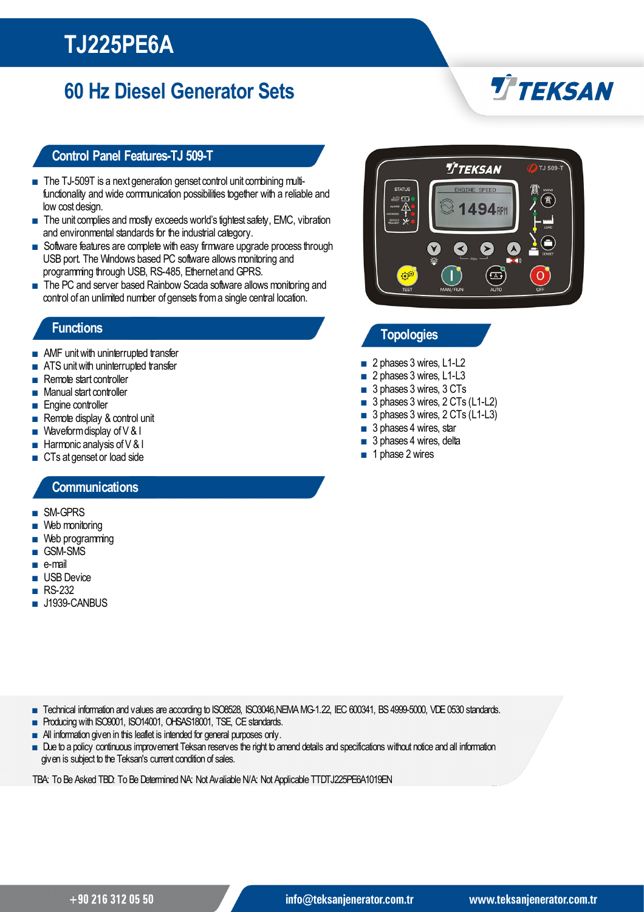# TJ225PE6A

## 60 Hz Diesel Generator Sets

### Control Panel Features-TJ 509-T

- The TJ-509T is a next generation genset control unit combining multi-functionality and wide communication possibilities together with a reliable and low cost design.
- The unit complies and mostly exceeds world's tightest safety, EMC, vibration and environmental standards for the industrial category.
- Software features are complete with easy firmware upgrade process through USB port. The Windows based PC software allows monitoring and programming through USB, RS-485, Ethernet and GPRS.
- The PC and server based Rainbow Scada software allows monitoring and control of an unlimited number of gensets from a single central location.

### Functions

- AMF unit with uninterrupted transfer
- ATS unit with uninterrupted transfer
- Remote start controller
- Manual start controller
- Engine controller
- Remote display & control unit
- Waveform display of V & I
- Harmonic analysis of V & I
- CTs at genset or load side

### Communications

- SM-GPRS
- Web monitoring
- Web programming
- GSM-SMS
- e-mail
- USB Device
- RS-232
- J1939-CANBUS

### Topologies

- 2 phases 3 wires, L1-L2
- 2 phases 3 wires, L1-L3
- 3 phases 3 wires, 3 CTs
- 3 phases 3 wires, 2 CTs (L1-L2)
- 3 phases 3 wires, 2 CTs (L1-L3)
- 3 phases 4 wires, star
- 3 phases 4 wires, delta
- 1 phase 2 wires

---

- Technical information and values are according to ISO8528, ISO3046,NEMA MG-1.22, IEC 600341, BS 4999-5000, VDE 0530 standards.
- Producing with ISO9001, ISO14001, OHSAS18001, TSE, CE standards.
- All information given in this leaflet is intended for general purposes only.
- Due to a policy continuous improvement Teksan reserves the right to amend details and specifications without notice and all information given is subject to the Teksan's current condition of sales.

TBA: To Be Asked TBD: To Be Determined NA: Not Avaliable N/A: Not Applicable TTDTJ225PE6A1019EN

+90 216 312 05 50 info@teksanjenerator.com.tr www.teksanjenerator.com.tr